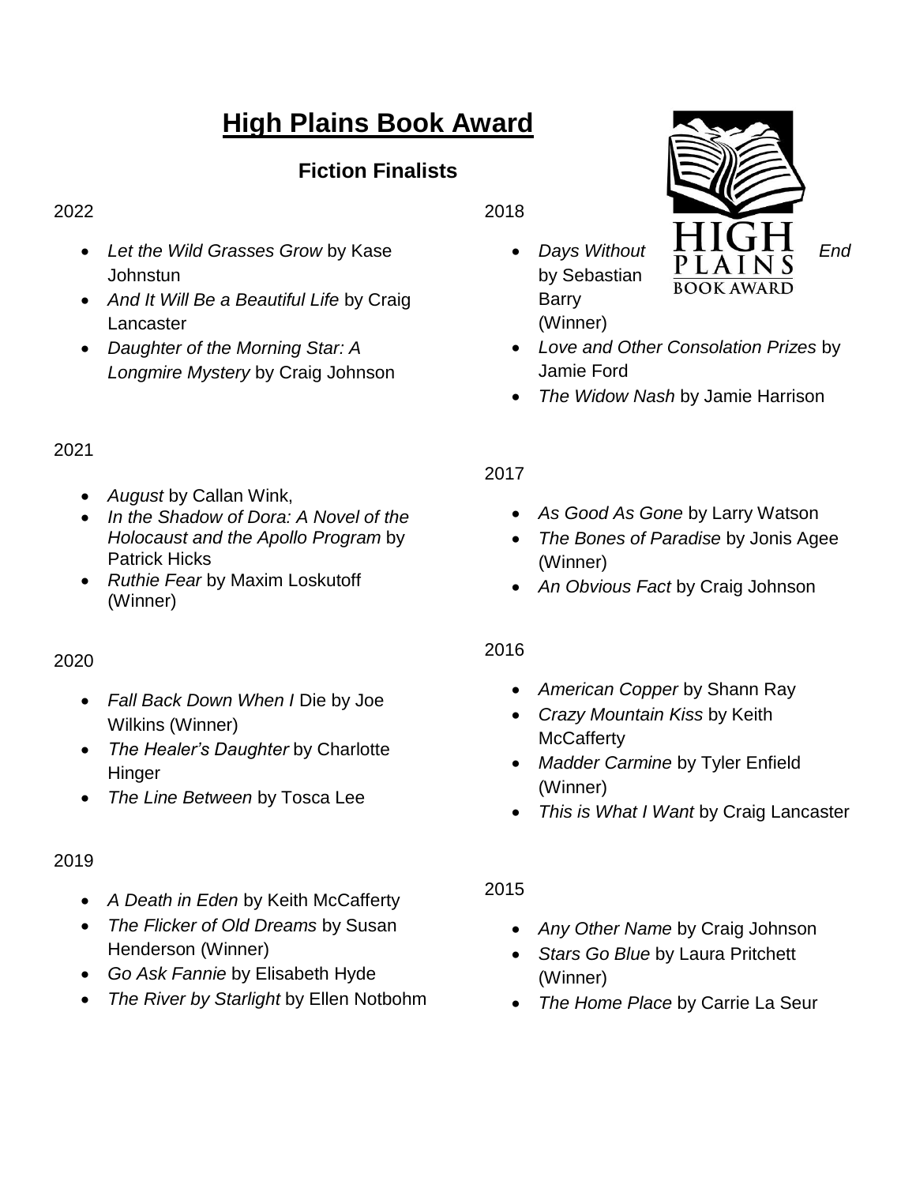# High Plains Book Award

## Fiction Finalists

2022

- *Let the Wild Grasses Grow* by Kase Johnstun
- *And It Will Be a Beautiful Life* by Craig Lancaster
- *Daughter of the Morning Star: A Longmire Mystery* by Craig Johnson

2021

- *August* by Callan Wink,
- *In the Shadow of Dora: A Novel of the Holocaust and the Apollo Program* by Patrick Hicks
- *Ruthie Fear* by Maxim Loskutoff (Winner)

2020

- *Fall Back Down When I* Die by Joe Wilkins (Winner)
- *The Healer's Daughter* by Charlotte Hinger
- *The Line Between* by Tosca Lee

2019

- *A Death in Eden* by Keith McCafferty
- *The Flicker of Old Dreams* by Susan Henderson (Winner)
- *Go Ask Fannie* by Elisabeth Hyde
- *The River by Starlight* by Ellen Notbohm

2018

- *Days Without End* by Sebastian Barry (Winner)
- *Love and Other Consolation Prizes* by Jamie Ford
- *The Widow Nash* by Jamie Harrison

2017

- *As Good As Gone* by Larry Watson
- *The Bones of Paradise* by Jonis Agee (Winner)
- *An Obvious Fact* by Craig Johnson

2016

- *American Copper* by Shann Ray
- *Crazy Mountain Kiss* by Keith McCafferty
- *Madder Carmine* by Tyler Enfield (Winner)
- *This is What I Want* by Craig Lancaster

2015

- *Any Other Name* by Craig Johnson
- *Stars Go Blue* by Laura Pritchett (Winner)
- *The Home Place* by Carrie La Seur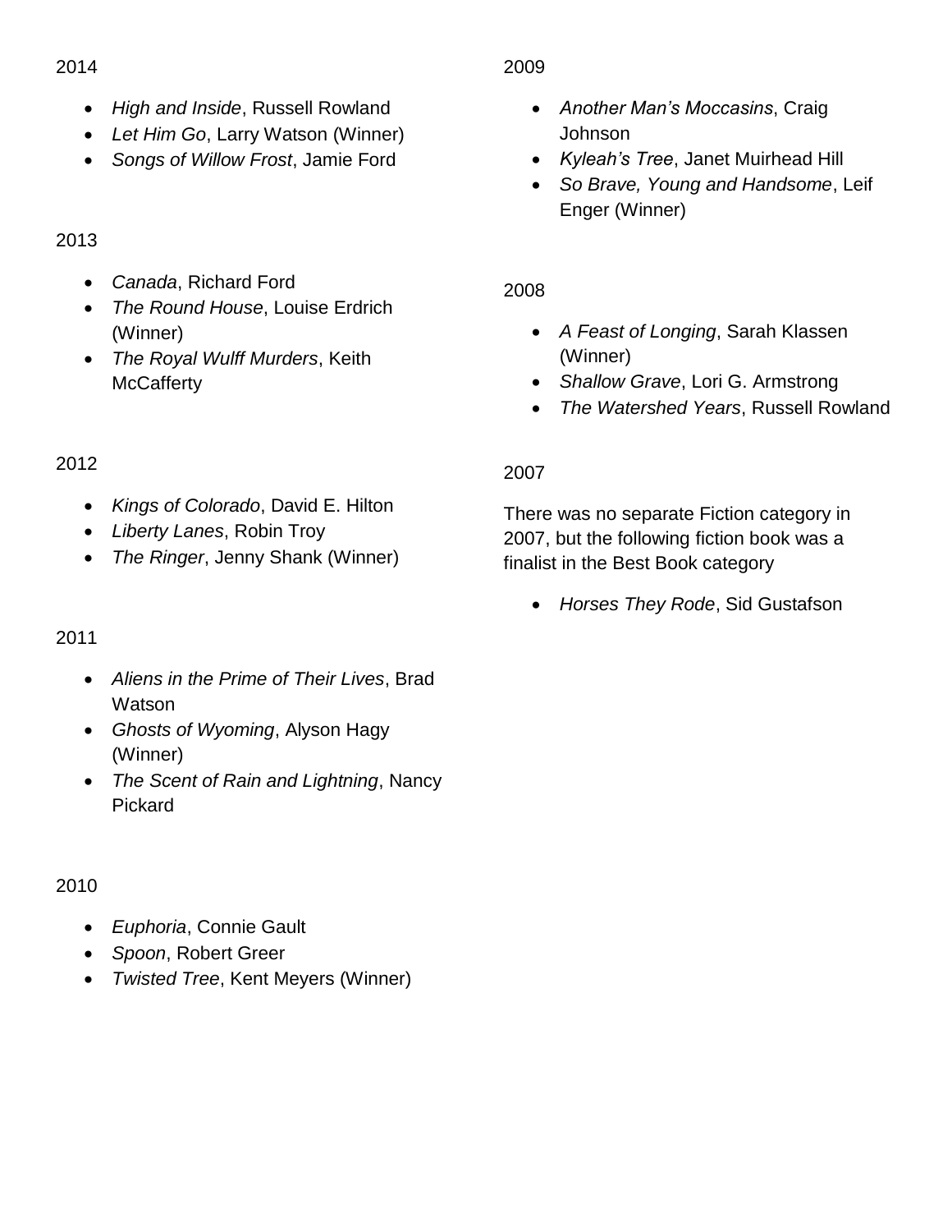2014

- *High and Inside*, Russell Rowland
- *Let Him Go*, Larry Watson (Winner)
- *Songs of Willow Frost*, Jamie Ford

2013

- *Canada*, Richard Ford
- *The Round House*, Louise Erdrich (Winner)
- *The Royal Wulff Murders*, Keith McCafferty

2012

- *Kings of Colorado*, David E. Hilton
- *Liberty Lanes*, Robin Troy
- *The Ringer*, Jenny Shank (Winner)

2011

- *Aliens in the Prime of Their Lives*, Brad Watson
- *Ghosts of Wyoming*, Alyson Hagy (Winner)
- *The Scent of Rain and Lightning*, Nancy Pickard

2010

- *Euphoria*, Connie Gault
- *Spoon*, Robert Greer
- *Twisted Tree*, Kent Meyers (Winner)

2009

- *Another Man's Moccasins*, Craig Johnson
- *Kyleah's Tree*, Janet Muirhead Hill
- *So Brave, Young and Handsome*, Leif Enger (Winner)

2008

- *A Feast of Longing*, Sarah Klassen (Winner)
- *Shallow Grave*, Lori G. Armstrong
- *The Watershed Years*, Russell Rowland

2007

There was no separate Fiction category in 2007, but the following fiction book was a finalist in the Best Book category

- *Horses They Rode*, Sid Gustafson